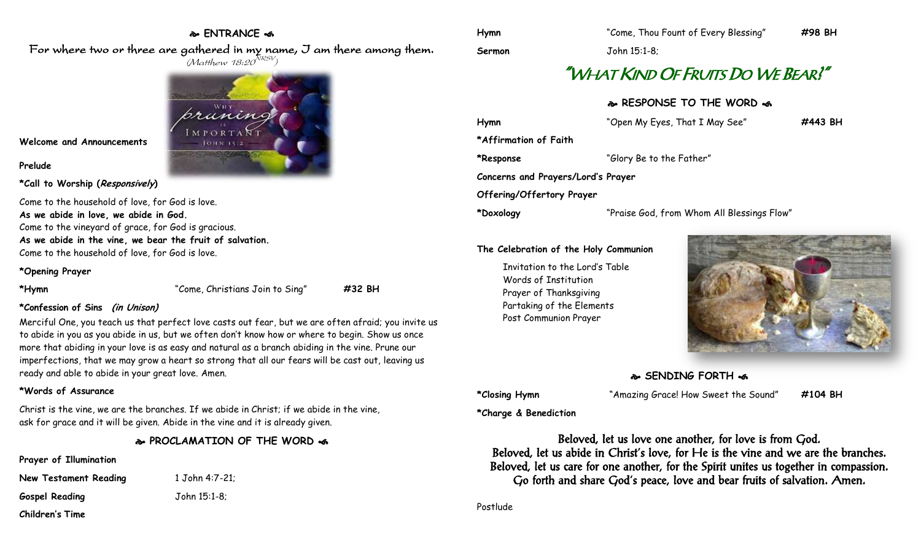## ENTRANCE

For where two or three are gathered in my name, I am there among them.
(Matthew 18:20 NRSV)

**Welcome and Announcements**

**Prelude**

***Call to Worship (*Responsively*)**

Come to the household of love, for God is love.
**As we abide in love, we abide in God.**
Come to the vineyard of grace, for God is gracious.
**As we abide in the vine, we bear the fruit of salvation.**
Come to the household of love, for God is love.

***Opening Prayer**

| | | |
|---|---|---|
| ***Hymn** | "Come, Christians Join to Sing" | **#32 BH** |

***Confession of Sins (*in Unison*)**

Merciful One, you teach us that perfect love casts out fear, but we are often afraid; you invite us to abide in you as you abide in us, but we often don't know how or where to begin. Show us once more that abiding in your love is as easy and natural as a branch abiding in the vine. Prune our imperfections, that we may grow a heart so strong that all our fears will be cast out, leaving us ready and able to abide in your great love. Amen.

***Words of Assurance**

Christ is the vine, we are the branches. If we abide in Christ; if we abide in the vine, ask for grace and it will be given. Abide in the vine and it is already given.

## PROCLAMATION OF THE WORD

**Prayer of Illumination**

| | |
|---|---|
| **New Testament Reading** | 1 John 4:7-21; |
| **Gospel Reading** | John 15:1-8; |

**Children's Time**

| | | |
|---|---|---|
| **Hymn** | "Come, Thou Fount of Every Blessing" | **#98 BH** |
| **Sermon** | John 15:1-8; | |

## "WHAT KIND OF FRUITS DO WE BEAR?"

## RESPONSE TO THE WORD

| | | |
|---|---|---|
| **Hymn** | "Open My Eyes, That I May See" | **#443 BH** |
| ***Affirmation of Faith** | | |
| ***Response** | "Glory Be to the Father" | |
| **Concerns and Prayers/Lord's Prayer** | | |
| **Offering/Offertory Prayer** | | |
| ***Doxology** | "Praise God, from Whom All Blessings Flow" | |

**The Celebration of the Holy Communion**

Invitation to the Lord's Table
Words of Institution
Prayer of Thanksgiving
Partaking of the Elements
Post Communion Prayer

## SENDING FORTH

| | | |
|---|---|---|
| ***Closing Hymn** | "Amazing Grace! How Sweet the Sound" | **#104 BH** |

***Charge & Benediction**

Beloved, let us love one another, for love is from God.
Beloved, let us abide in Christ's love, for He is the vine and we are the branches.
Beloved, let us care for one another, for the Spirit unites us together in compassion.
Go forth and share God's peace, love and bear fruits of salvation. Amen.

Postlude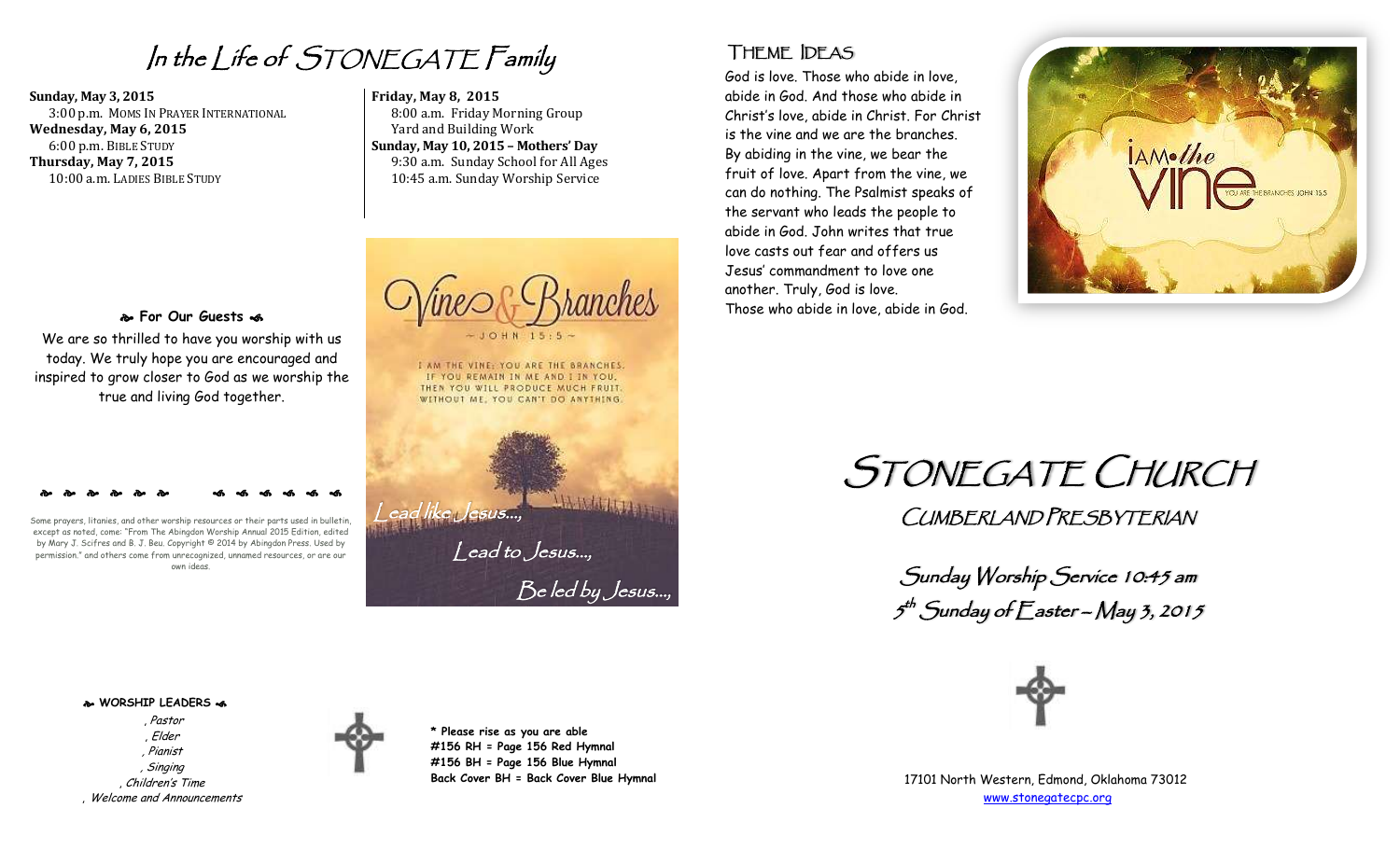# In the Life of STONEGATE Family

**Sunday, May 3, 2015**
3:00 p.m. MOMS IN PRAYER INTERNATIONAL
**Wednesday, May 6, 2015**
6:00 p.m. BIBLE STUDY
**Thursday, May 7, 2015**
10:00 a.m. LADIES BIBLE STUDY

**Friday, May 8, 2015**
8:00 a.m. Friday Morning Group
Yard and Building Work
**Sunday, May 10, 2015 – Mothers' Day**
9:30 a.m. Sunday School for All Ages
10:45 a.m. Sunday Worship Service

## For Our Guests

We are so thrilled to have you worship with us today. We truly hope you are encouraged and inspired to grow closer to God as we worship the true and living God together.

Some prayers, litanies, and other worship resources or their parts used in bulletin, except as noted, come: "From The Abingdon Worship Annual 2015 Edition, edited by Mary J. Scifres and B. J. Beu. Copyright © 2014 by Abingdon Press. Used by permission." and others come from unrecognized, unnamed resources, or are our own ideas.

Vine & Branches
~ JOHN 15:5 ~

I AM THE VINE; YOU ARE THE BRANCHES. IF YOU REMAIN IN ME AND I IN YOU, THEN YOU WILL PRODUCE MUCH FRUIT. WITHOUT ME, YOU CAN'T DO ANYTHING.

Lead like Jesus...,
Lead to Jesus...,
Be led by Jesus...,

## THEME IDEAS

God is love. Those who abide in love, abide in God. And those who abide in Christ's love, abide in Christ. For Christ is the vine and we are the branches. By abiding in the vine, we bear the fruit of love. Apart from the vine, we can do nothing. The Psalmist speaks of the servant who leads the people to abide in God. John writes that true love casts out fear and offers us Jesus' commandment to love one another. Truly, God is love. Those who abide in love, abide in God.

I AM the vine
YOU ARE THE BRANCHES JOHN 15:5

# STONEGATE CHURCH

## CUMBERLAND PRESBYTERIAN

Sunday Worship Service 10:45 am
5th Sunday of Easter – May 3, 2015

17101 North Western, Edmond, Oklahoma 73012
www.stonegatecpc.org

## WORSHIP LEADERS

, *Pastor*
, *Elder*
, *Pianist*
, *Singing*
, *Children's Time*
, *Welcome and Announcements*

**\* Please rise as you are able**
**#156 RH = Page 156 Red Hymnal**
**#156 BH = Page 156 Blue Hymnal**
**Back Cover BH = Back Cover Blue Hymnal**